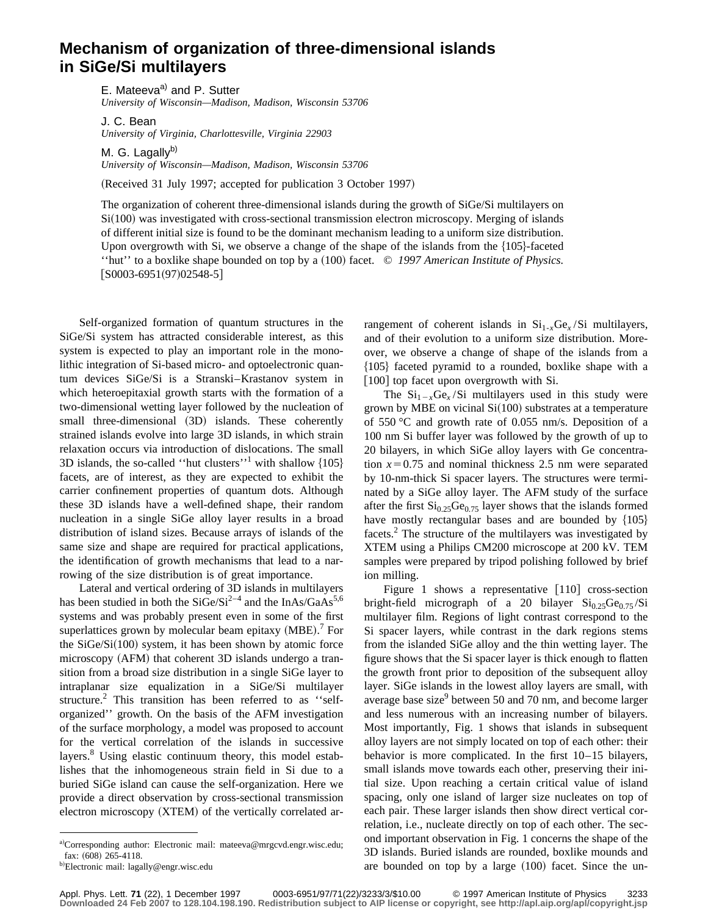# Mechanism of organization of three-dimensional islands in SiGe/Si multilayers

E. Mateeva[a] and P. Sutter
*University of Wisconsin—Madison, Madison, Wisconsin 53706*

J. C. Bean
*University of Virginia, Charlottesville, Virginia 22903*

M. G. Lagally[b]
*University of Wisconsin—Madison, Madison, Wisconsin 53706*

(Received 31 July 1997; accepted for publication 3 October 1997)

The organization of coherent three-dimensional islands during the growth of SiGe/Si multilayers on Si(100) was investigated with cross-sectional transmission electron microscopy. Merging of islands of different initial size is found to be the dominant mechanism leading to a uniform size distribution. Upon overgrowth with Si, we observe a change of the shape of the islands from the {105}-faceted ''hut'' to a boxlike shape bounded on top by a (100) facet. © *1997 American Institute of Physics.* [S0003-6951(97)02548-5]

Self-organized formation of quantum structures in the SiGe/Si system has attracted considerable interest, as this system is expected to play an important role in the monolithic integration of Si-based micro- and optoelectronic quantum devices SiGe/Si is a Stranski–Krastanov system in which heteroepitaxial growth starts with the formation of a two-dimensional wetting layer followed by the nucleation of small three-dimensional (3D) islands. These coherently strained islands evolve into large 3D islands, in which strain relaxation occurs via introduction of dislocations. The small 3D islands, the so-called ''hut clusters''[1] with shallow {105} facets, are of interest, as they are expected to exhibit the carrier confinement properties of quantum dots. Although these 3D islands have a well-defined shape, their random nucleation in a single SiGe alloy layer results in a broad distribution of island sizes. Because arrays of islands of the same size and shape are required for practical applications, the identification of growth mechanisms that lead to a narrowing of the size distribution is of great importance.

Lateral and vertical ordering of 3D islands in multilayers has been studied in both the SiGe/Si[2–4] and the InAs/GaAs[5,6] systems and was probably present even in some of the first superlattices grown by molecular beam epitaxy (MBE).[7] For the SiGe/Si(100) system, it has been shown by atomic force microscopy (AFM) that coherent 3D islands undergo a transition from a broad size distribution in a single SiGe layer to intraplanar size equalization in a SiGe/Si multilayer structure.[2] This transition has been referred to as ''self-organized'' growth. On the basis of the AFM investigation of the surface morphology, a model was proposed to account for the vertical correlation of the islands in successive layers.[8] Using elastic continuum theory, this model establishes that the inhomogeneous strain field in Si due to a buried SiGe island can cause the self-organization. Here we provide a direct observation by cross-sectional transmission electron microscopy (XTEM) of the vertically correlated arrangement of coherent islands in $Si_{1-x}Ge_x$/Si multilayers, and of their evolution to a uniform size distribution. Moreover, we observe a change of shape of the islands from a {105} faceted pyramid to a rounded, boxlike shape with a [100] top facet upon overgrowth with Si.

The $Si_{1-x}Ge_x$/Si multilayers used in this study were grown by MBE on vicinal Si(100) substrates at a temperature of 550 °C and growth rate of 0.055 nm/s. Deposition of a 100 nm Si buffer layer was followed by the growth of up to 20 bilayers, in which SiGe alloy layers with Ge concentration $x=0.75$ and nominal thickness 2.5 nm were separated by 10-nm-thick Si spacer layers. The structures were terminated by a SiGe alloy layer. The AFM study of the surface after the first $Si_{0.25}Ge_{0.75}$ layer shows that the islands formed have mostly rectangular bases and are bounded by {105} facets.[2] The structure of the multilayers was investigated by XTEM using a Philips CM200 microscope at 200 kV. TEM samples were prepared by tripod polishing followed by brief ion milling.

Figure 1 shows a representative [110] cross-section bright-field micrograph of a 20 bilayer $Si_{0.25}Ge_{0.75}$/Si multilayer film. Regions of light contrast correspond to the Si spacer layers, while contrast in the dark regions stems from the islanded SiGe alloy and the thin wetting layer. The figure shows that the Si spacer layer is thick enough to flatten the growth front prior to deposition of the subsequent alloy layer. SiGe islands in the lowest alloy layers are small, with average base size[9] between 50 and 70 nm, and become larger and less numerous with an increasing number of bilayers. Most importantly, Fig. 1 shows that islands in subsequent alloy layers are not simply located on top of each other: their behavior is more complicated. In the first 10–15 bilayers, small islands move towards each other, preserving their initial size. Upon reaching a certain critical value of island spacing, only one island of larger size nucleates on top of each pair. These larger islands then show direct vertical correlation, i.e., nucleate directly on top of each other. The second important observation in Fig. 1 concerns the shape of the 3D islands. Buried islands are rounded, boxlike mounds and are bounded on top by a large (100) facet. Since the un-

[a]Corresponding author: Electronic mail: mateeva@mrgcvd.engr.wisc.edu; fax: (608) 265-4118.

[b]Electronic mail: lagally@engr.wisc.edu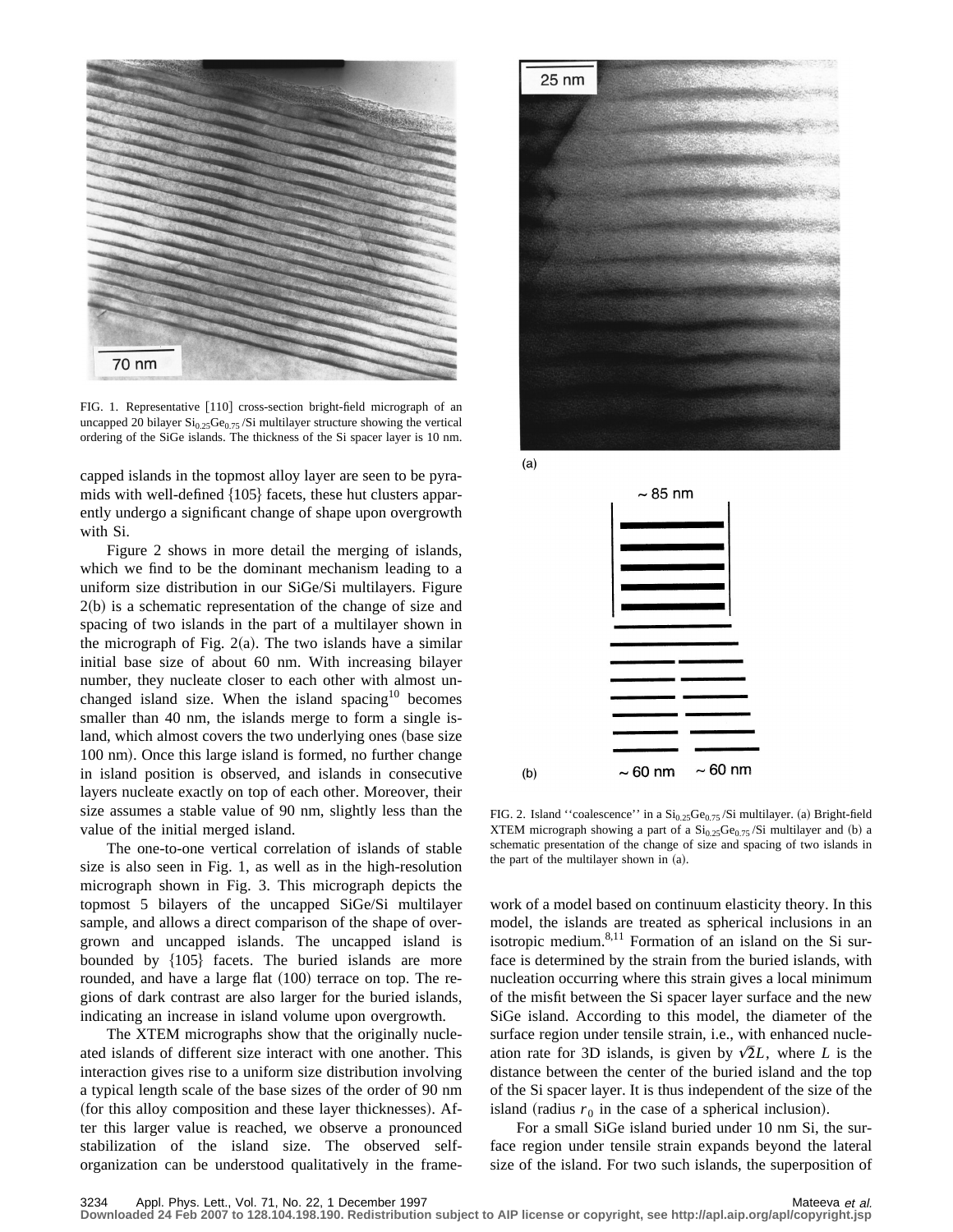FIG. 1. Representative [110] cross-section bright-field micrograph of an uncapped 20 bilayer $Si_{0.25}Ge_{0.75}$/Si multilayer structure showing the vertical ordering of the SiGe islands. The thickness of the Si spacer layer is 10 nm.

capped islands in the topmost alloy layer are seen to be pyramids with well-defined {105} facets, these hut clusters apparently undergo a significant change of shape upon overgrowth with Si.

Figure 2 shows in more detail the merging of islands, which we find to be the dominant mechanism leading to a uniform size distribution in our SiGe/Si multilayers. Figure 2(b) is a schematic representation of the change of size and spacing of two islands in the part of a multilayer shown in the micrograph of Fig. 2(a). The two islands have a similar initial base size of about 60 nm. With increasing bilayer number, they nucleate closer to each other with almost unchanged island size. When the island spacing[10] becomes smaller than 40 nm, the islands merge to form a single island, which almost covers the two underlying ones (base size 100 nm). Once this large island is formed, no further change in island position is observed, and islands in consecutive layers nucleate exactly on top of each other. Moreover, their size assumes a stable value of 90 nm, slightly less than the value of the initial merged island.

The one-to-one vertical correlation of islands of stable size is also seen in Fig. 1, as well as in the high-resolution micrograph shown in Fig. 3. This micrograph depicts the topmost 5 bilayers of the uncapped SiGe/Si multilayer sample, and allows a direct comparison of the shape of overgrown and uncapped islands. The uncapped island is bounded by {105} facets. The buried islands are more rounded, and have a large flat (100) terrace on top. The regions of dark contrast are also larger for the buried islands, indicating an increase in island volume upon overgrowth.

The XTEM micrographs show that the originally nucleated islands of different size interact with one another. This interaction gives rise to a uniform size distribution involving a typical length scale of the base sizes of the order of 90 nm (for this alloy composition and these layer thicknesses). After this larger value is reached, we observe a pronounced stabilization of the island size. The observed self-organization can be understood qualitatively in the framework of a model based on continuum elasticity theory. In this model, the islands are treated as spherical inclusions in an isotropic medium.[8,11] Formation of an island on the Si surface is determined by the strain from the buried islands, with nucleation occurring where this strain gives a local minimum of the misfit between the Si spacer layer surface and the new SiGe island. According to this model, the diameter of the surface region under tensile strain, i.e., with enhanced nucleation rate for 3D islands, is given by $\sqrt{2}L$, where $L$ is the distance between the center of the buried island and the top of the Si spacer layer. It is thus independent of the size of the island (radius $r_0$ in the case of a spherical inclusion).

For a small SiGe island buried under 10 nm Si, the surface region under tensile strain expands beyond the lateral size of the island. For two such islands, the superposition of

FIG. 2. Island ''coalescence'' in a $Si_{0.25}Ge_{0.75}$/Si multilayer. (a) Bright-field XTEM micrograph showing a part of a $Si_{0.25}Ge_{0.75}$/Si multilayer and (b) a schematic presentation of the change of size and spacing of two islands in the part of the multilayer shown in (a).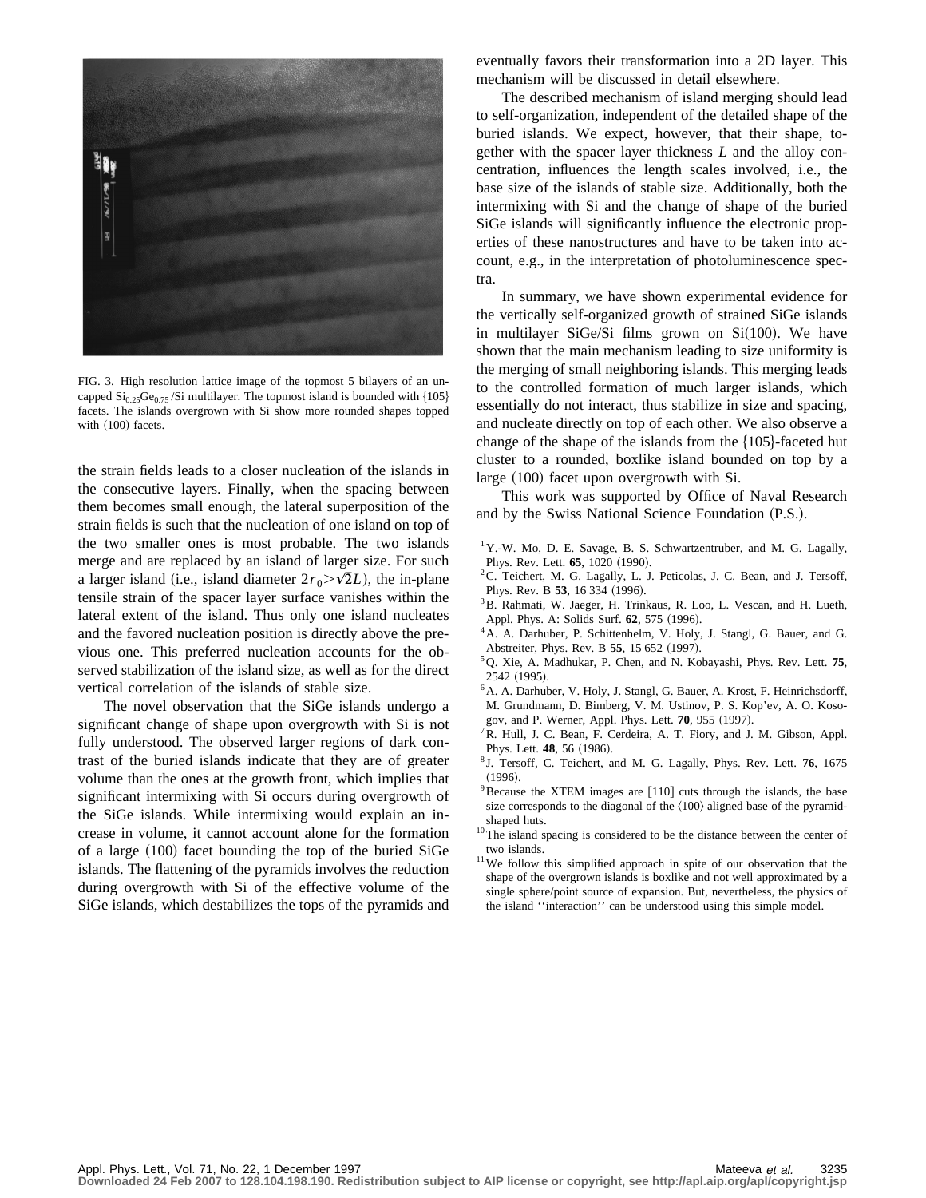FIG. 3. High resolution lattice image of the topmost 5 bilayers of an uncapped $Si_{0.25}Ge_{0.75}$/Si multilayer. The topmost island is bounded with {105} facets. The islands overgrown with Si show more rounded shapes topped with (100) facets.

the strain fields leads to a closer nucleation of the islands in the consecutive layers. Finally, when the spacing between them becomes small enough, the lateral superposition of the strain fields is such that the nucleation of one island on top of the two smaller ones is most probable. The two islands merge and are replaced by an island of larger size. For such a larger island (i.e., island diameter $2r_0 > \sqrt{2}L$), the in-plane tensile strain of the spacer layer surface vanishes within the lateral extent of the island. Thus only one island nucleates and the favored nucleation position is directly above the previous one. This preferred nucleation accounts for the observed stabilization of the island size, as well as for the direct vertical correlation of the islands of stable size.

The novel observation that the SiGe islands undergo a significant change of shape upon overgrowth with Si is not fully understood. The observed larger regions of dark contrast of the buried islands indicate that they are of greater volume than the ones at the growth front, which implies that significant intermixing with Si occurs during overgrowth of the SiGe islands. While intermixing would explain an increase in volume, it cannot account alone for the formation of a large (100) facet bounding the top of the buried SiGe islands. The flattening of the pyramids involves the reduction during overgrowth with Si of the effective volume of the SiGe islands, which destabilizes the tops of the pyramids and eventually favors their transformation into a 2D layer. This mechanism will be discussed in detail elsewhere.

The described mechanism of island merging should lead to self-organization, independent of the detailed shape of the buried islands. We expect, however, that their shape, together with the spacer layer thickness $L$ and the alloy concentration, influences the length scales involved, i.e., the base size of the islands of stable size. Additionally, both the intermixing with Si and the change of shape of the buried SiGe islands will significantly influence the electronic properties of these nanostructures and have to be taken into account, e.g., in the interpretation of photoluminescence spectra.

In summary, we have shown experimental evidence for the vertically self-organized growth of strained SiGe islands in multilayer SiGe/Si films grown on Si(100). We have shown that the main mechanism leading to size uniformity is the merging of small neighboring islands. This merging leads to the controlled formation of much larger islands, which essentially do not interact, thus stabilize in size and spacing, and nucleate directly on top of each other. We also observe a change of the shape of the islands from the {105}-faceted hut cluster to a rounded, boxlike island bounded on top by a large (100) facet upon overgrowth with Si.

This work was supported by Office of Naval Research and by the Swiss National Science Foundation (P.S.).

[1] Y.-W. Mo, D. E. Savage, B. S. Schwartzentruber, and M. G. Lagally, Phys. Rev. Lett. **65**, 1020 (1990).
[2] C. Teichert, M. G. Lagally, L. J. Peticolas, J. C. Bean, and J. Tersoff, Phys. Rev. B **53**, 16 334 (1996).
[3] B. Rahmati, W. Jaeger, H. Trinkaus, R. Loo, L. Vescan, and H. Lueth, Appl. Phys. A: Solids Surf. **62**, 575 (1996).
[4] A. A. Darhuber, P. Schittenhelm, V. Holy, J. Stangl, G. Bauer, and G. Abstreiter, Phys. Rev. B **55**, 15 652 (1997).
[5] Q. Xie, A. Madhukar, P. Chen, and N. Kobayashi, Phys. Rev. Lett. **75**, 2542 (1995).
[6] A. A. Darhuber, V. Holy, J. Stangl, G. Bauer, A. Krost, F. Heinrichsdorff, M. Grundmann, D. Bimberg, V. M. Ustinov, P. S. Kop'ev, A. O. Kosogov, and P. Werner, Appl. Phys. Lett. **70**, 955 (1997).
[7] R. Hull, J. C. Bean, F. Cerdeira, A. T. Fiory, and J. M. Gibson, Appl. Phys. Lett. **48**, 56 (1986).
[8] J. Tersoff, C. Teichert, and M. G. Lagally, Phys. Rev. Lett. **76**, 1675 (1996).
[9] Because the XTEM images are [110] cuts through the islands, the base size corresponds to the diagonal of the ⟨100⟩ aligned base of the pyramid-shaped huts.
[10] The island spacing is considered to be the distance between the center of two islands.
[11] We follow this simplified approach in spite of our observation that the shape of the overgrown islands is boxlike and not well approximated by a single sphere/point source of expansion. But, nevertheless, the physics of the island ''interaction'' can be understood using this simple model.